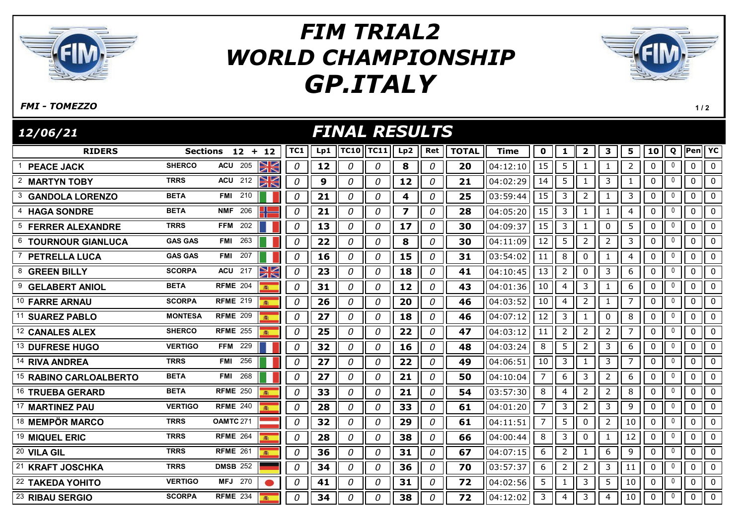# FIM TRIAL2 WORLD CHAMPIONSHIP GP.ITALY

*FMI - TOMEZZO*

*12/06/21*

## FINAL RESULTS

| RIDERS | | Sections 12 + 12 | | TC1 | Lp1 | TC10 | TC11 | Lp2 | Ret | TOTAL | Time | 0 | 1 | 2 | 3 | 5 | 10 | Q | Pen | YC |
|---|---|---|---|---|---|---|---|---|---|---|---|---|---|---|---|---|---|---|---|---|
| 1 PEACE JACK | SHERCO | ACU | 205 | 0 | 12 | 0 | 0 | 8 | 0 | 20 | 04:12:10 | 15 | 5 | 1 | 1 | 2 | 0 | 0 | 0 | 0 |
| 2 MARTYN TOBY | TRRS | ACU | 212 | 0 | 9 | 0 | 0 | 12 | 0 | 21 | 04:02:29 | 14 | 5 | 1 | 3 | 1 | 0 | 0 | 0 | 0 |
| 3 GANDOLA LORENZO | BETA | FMI | 210 | 0 | 21 | 0 | 0 | 4 | 0 | 25 | 03:59:44 | 15 | 3 | 2 | 1 | 3 | 0 | 0 | 0 | 0 |
| 4 HAGA SONDRE | BETA | NMF | 206 | 0 | 21 | 0 | 0 | 7 | 0 | 28 | 04:05:20 | 15 | 3 | 1 | 1 | 4 | 0 | 0 | 0 | 0 |
| 5 FERRER ALEXANDRE | TRRS | FFM | 202 | 0 | 13 | 0 | 0 | 17 | 0 | 30 | 04:09:37 | 15 | 3 | 1 | 0 | 5 | 0 | 0 | 0 | 0 |
| 6 TOURNOUR GIANLUCA | GAS GAS | FMI | 263 | 0 | 22 | 0 | 0 | 8 | 0 | 30 | 04:11:09 | 12 | 5 | 2 | 2 | 3 | 0 | 0 | 0 | 0 |
| 7 PETRELLA LUCA | GAS GAS | FMI | 207 | 0 | 16 | 0 | 0 | 15 | 0 | 31 | 03:54:02 | 11 | 8 | 0 | 1 | 4 | 0 | 0 | 0 | 0 |
| 8 GREEN BILLY | SCORPA | ACU | 217 | 0 | 23 | 0 | 0 | 18 | 0 | 41 | 04:10:45 | 13 | 2 | 0 | 3 | 6 | 0 | 0 | 0 | 0 |
| 9 GELABERT ANIOL | BETA | RFME | 204 | 0 | 31 | 0 | 0 | 12 | 0 | 43 | 04:01:36 | 10 | 4 | 3 | 1 | 6 | 0 | 0 | 0 | 0 |
| 10 FARRE ARNAU | SCORPA | RFME | 219 | 0 | 26 | 0 | 0 | 20 | 0 | 46 | 04:03:52 | 10 | 4 | 2 | 1 | 7 | 0 | 0 | 0 | 0 |
| 11 SUAREZ PABLO | MONTESA | RFME | 209 | 0 | 27 | 0 | 0 | 18 | 0 | 46 | 04:07:12 | 12 | 3 | 1 | 0 | 8 | 0 | 0 | 0 | 0 |
| 12 CANALES ALEX | SHERCO | RFME | 255 | 0 | 25 | 0 | 0 | 22 | 0 | 47 | 04:03:12 | 11 | 2 | 2 | 2 | 7 | 0 | 0 | 0 | 0 |
| 13 DUFRESE HUGO | VERTIGO | FFM | 229 | 0 | 32 | 0 | 0 | 16 | 0 | 48 | 04:03:24 | 8 | 5 | 2 | 3 | 6 | 0 | 0 | 0 | 0 |
| 14 RIVA ANDREA | TRRS | FMI | 256 | 0 | 27 | 0 | 0 | 22 | 0 | 49 | 04:06:51 | 10 | 3 | 1 | 3 | 7 | 0 | 0 | 0 | 0 |
| 15 RABINO CARLOALBERTO | BETA | FMI | 268 | 0 | 27 | 0 | 0 | 21 | 0 | 50 | 04:10:04 | 7 | 6 | 3 | 2 | 6 | 0 | 0 | 0 | 0 |
| 16 TRUEBA GERARD | BETA | RFME | 250 | 0 | 33 | 0 | 0 | 21 | 0 | 54 | 03:57:30 | 8 | 4 | 2 | 2 | 8 | 0 | 0 | 0 | 0 |
| 17 MARTINEZ PAU | VERTIGO | RFME | 240 | 0 | 28 | 0 | 0 | 33 | 0 | 61 | 04:01:20 | 7 | 3 | 2 | 3 | 9 | 0 | 0 | 0 | 0 |
| 18 MEMPÖR MARCO | TRRS | OAMTC | 271 | 0 | 32 | 0 | 0 | 29 | 0 | 61 | 04:11:51 | 7 | 5 | 0 | 2 | 10 | 0 | 0 | 0 | 0 |
| 19 MIQUEL ERIC | TRRS | RFME | 264 | 0 | 28 | 0 | 0 | 38 | 0 | 66 | 04:00:44 | 8 | 3 | 0 | 1 | 12 | 0 | 0 | 0 | 0 |
| 20 VILA GIL | TRRS | RFME | 261 | 0 | 36 | 0 | 0 | 31 | 0 | 67 | 04:07:15 | 6 | 2 | 1 | 6 | 9 | 0 | 0 | 0 | 0 |
| 21 KRAFT JOSCHKA | TRRS | DMSB | 252 | 0 | 34 | 0 | 0 | 36 | 0 | 70 | 03:57:37 | 6 | 2 | 2 | 3 | 11 | 0 | 0 | 0 | 0 |
| 22 TAKEDA YOHITO | VERTIGO | MFJ | 270 | 0 | 41 | 0 | 0 | 31 | 0 | 72 | 04:02:56 | 5 | 1 | 3 | 5 | 10 | 0 | 0 | 0 | 0 |
| 23 RIBAU SERGIO | SCORPA | RFME | 234 | 0 | 34 | 0 | 0 | 38 | 0 | 72 | 04:12:02 | 3 | 4 | 3 | 4 | 10 | 0 | 0 | 0 | 0 |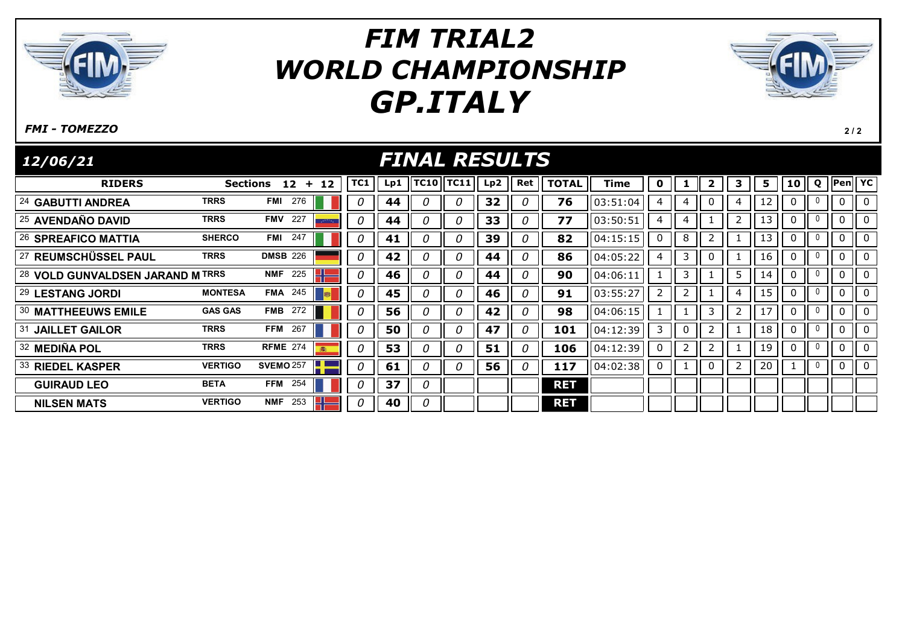# FIM TRIAL2 WORLD CHAMPIONSHIP GP.ITALY

*FMI - TOMEZZO*

## 12/06/21 — FINAL RESULTS

| RIDERS | | Sections 12 + 12 | | TC1 | Lp1 | TC10 | TC11 | Lp2 | Ret | TOTAL | Time | 0 | 1 | 2 | 3 | 5 | 10 | Q | Pen | YC |
|---|---|---|---|---|---|---|---|---|---|---|---|---|---|---|---|---|---|---|---|---|
| 24 GABUTTI ANDREA | TRRS | FMI | 276 | 0 | 44 | 0 | 0 | 32 | 0 | 76 | 03:51:04 | 4 | 4 | 0 | 4 | 12 | 0 | 0 | 0 | 0 |
| 25 AVENDAÑO DAVID | TRRS | FMV | 227 | 0 | 44 | 0 | 0 | 33 | 0 | 77 | 03:50:51 | 4 | 4 | 1 | 2 | 13 | 0 | 0 | 0 | 0 |
| 26 SPREAFICO MATTIA | SHERCO | FMI | 247 | 0 | 41 | 0 | 0 | 39 | 0 | 82 | 04:15:15 | 0 | 8 | 2 | 1 | 13 | 0 | 0 | 0 | 0 |
| 27 REUMSCHÜSSEL PAUL | TRRS | DMSB | 226 | 0 | 42 | 0 | 0 | 44 | 0 | 86 | 04:05:22 | 4 | 3 | 0 | 1 | 16 | 0 | 0 | 0 | 0 |
| 28 VOLD GUNVALDSEN JARAND M | TRRS | NMF | 225 | 0 | 46 | 0 | 0 | 44 | 0 | 90 | 04:06:11 | 1 | 3 | 1 | 5 | 14 | 0 | 0 | 0 | 0 |
| 29 LESTANG JORDI | MONTESA | FMA | 245 | 0 | 45 | 0 | 0 | 46 | 0 | 91 | 03:55:27 | 2 | 2 | 1 | 4 | 15 | 0 | 0 | 0 | 0 |
| 30 MATTHEEUWS EMILE | GAS GAS | FMB | 272 | 0 | 56 | 0 | 0 | 42 | 0 | 98 | 04:06:15 | 1 | 1 | 3 | 2 | 17 | 0 | 0 | 0 | 0 |
| 31 JAILLET GAILOR | TRRS | FFM | 267 | 0 | 50 | 0 | 0 | 47 | 0 | 101 | 04:12:39 | 3 | 0 | 2 | 1 | 18 | 0 | 0 | 0 | 0 |
| 32 MEDIÑA POL | TRRS | RFME | 274 | 0 | 53 | 0 | 0 | 51 | 0 | 106 | 04:12:39 | 0 | 2 | 2 | 1 | 19 | 0 | 0 | 0 | 0 |
| 33 RIEDEL KASPER | VERTIGO | SVEMO | 257 | 0 | 61 | 0 | 0 | 56 | 0 | 117 | 04:02:38 | 0 | 1 | 0 | 2 | 20 | 1 | 0 | 0 | 0 |
| GUIRAUD LEO | BETA | FFM | 254 | 0 | 37 | 0 | | | | RET | | | | | | | | | | |
| NILSEN MATS | VERTIGO | NMF | 253 | 0 | 40 | 0 | | | | RET | | | | | | | | | | |